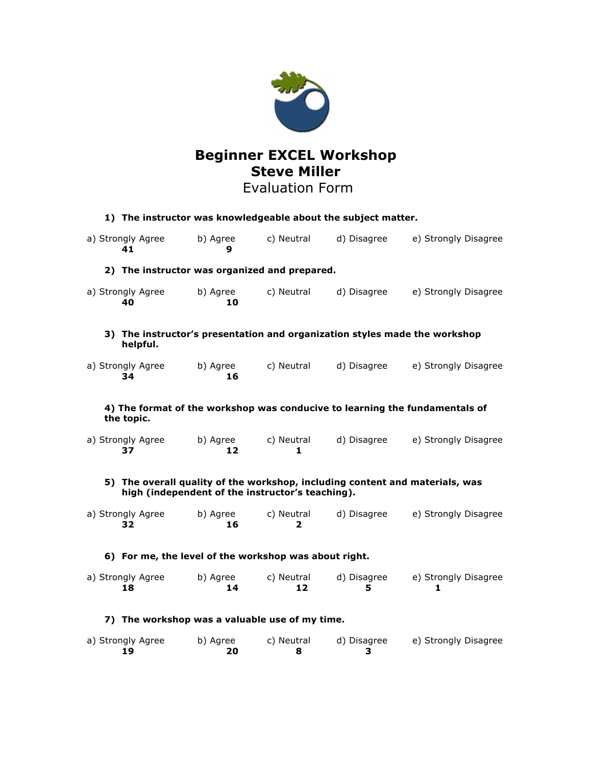# Beginner EXCEL Workshop
# Steve Miller
## Evaluation Form

**1) The instructor was knowledgeable about the subject matter.**

| a) Strongly Agree | b) Agree | c) Neutral | d) Disagree | e) Strongly Disagree |
|---|---|---|---|---|
| **41** | **9** | | | |

**2) The instructor was organized and prepared.**

| a) Strongly Agree | b) Agree | c) Neutral | d) Disagree | e) Strongly Disagree |
|---|---|---|---|---|
| **40** | **10** | | | |

**3) The instructor's presentation and organization styles made the workshop helpful.**

| a) Strongly Agree | b) Agree | c) Neutral | d) Disagree | e) Strongly Disagree |
|---|---|---|---|---|
| **34** | **16** | | | |

**4) The format of the workshop was conducive to learning the fundamentals of the topic.**

| a) Strongly Agree | b) Agree | c) Neutral | d) Disagree | e) Strongly Disagree |
|---|---|---|---|---|
| **37** | **12** | **1** | | |

**5) The overall quality of the workshop, including content and materials, was high (independent of the instructor's teaching).**

| a) Strongly Agree | b) Agree | c) Neutral | d) Disagree | e) Strongly Disagree |
|---|---|---|---|---|
| **32** | **16** | **2** | | |

**6) For me, the level of the workshop was about right.**

| a) Strongly Agree | b) Agree | c) Neutral | d) Disagree | e) Strongly Disagree |
|---|---|---|---|---|
| **18** | **14** | **12** | **5** | **1** |

**7) The workshop was a valuable use of my time.**

| a) Strongly Agree | b) Agree | c) Neutral | d) Disagree | e) Strongly Disagree |
|---|---|---|---|---|
| **19** | **20** | **8** | **3** | |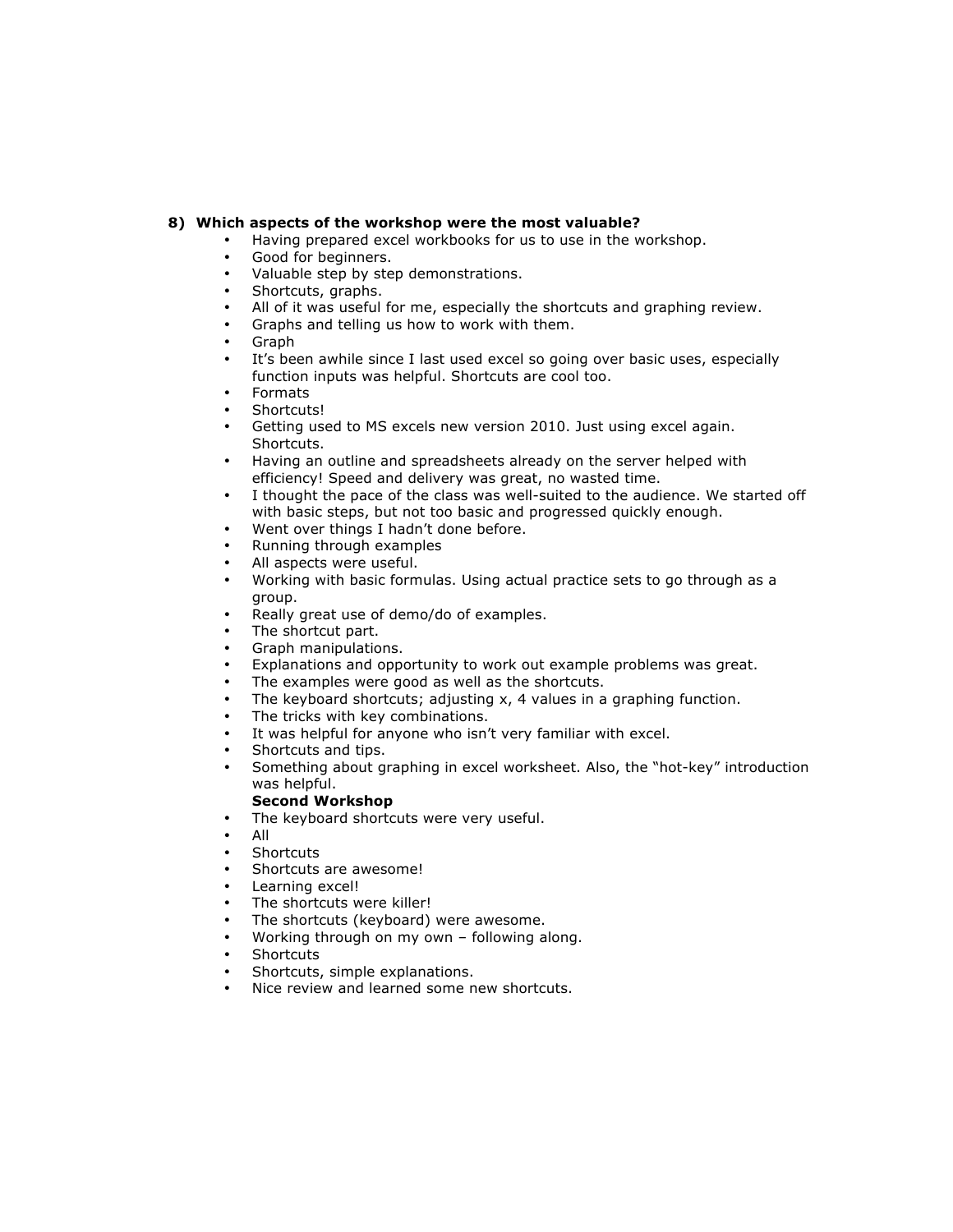**8) Which aspects of the workshop were the most valuable?**

- Having prepared excel workbooks for us to use in the workshop.
- Good for beginners.
- Valuable step by step demonstrations.
- Shortcuts, graphs.
- All of it was useful for me, especially the shortcuts and graphing review.
- Graphs and telling us how to work with them.
- Graph
- It's been awhile since I last used excel so going over basic uses, especially function inputs was helpful. Shortcuts are cool too.
- Formats
- Shortcuts!
- Getting used to MS excels new version 2010. Just using excel again. Shortcuts.
- Having an outline and spreadsheets already on the server helped with efficiency! Speed and delivery was great, no wasted time.
- I thought the pace of the class was well-suited to the audience. We started off with basic steps, but not too basic and progressed quickly enough.
- Went over things I hadn't done before.
- Running through examples
- All aspects were useful.
- Working with basic formulas. Using actual practice sets to go through as a group.
- Really great use of demo/do of examples.
- The shortcut part.
- Graph manipulations.
- Explanations and opportunity to work out example problems was great.
- The examples were good as well as the shortcuts.
- The keyboard shortcuts; adjusting x, 4 values in a graphing function.
- The tricks with key combinations.
- It was helpful for anyone who isn't very familiar with excel.
- Shortcuts and tips.
- Something about graphing in excel worksheet. Also, the "hot-key" introduction was helpful.

**Second Workshop**

- The keyboard shortcuts were very useful.
- All
- Shortcuts
- Shortcuts are awesome!
- Learning excel!
- The shortcuts were killer!
- The shortcuts (keyboard) were awesome.
- Working through on my own – following along.
- Shortcuts
- Shortcuts, simple explanations.
- Nice review and learned some new shortcuts.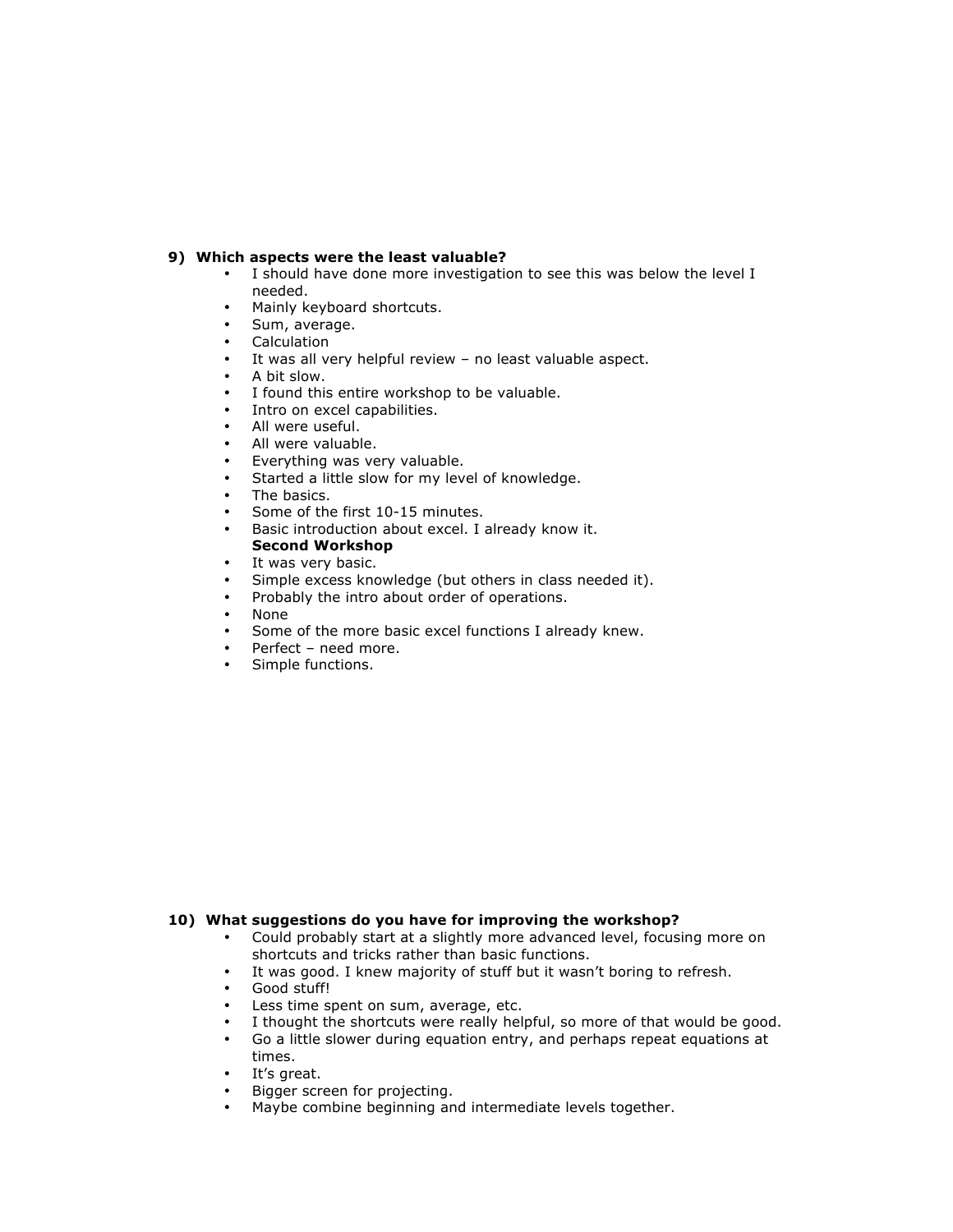**9) Which aspects were the least valuable?**

- I should have done more investigation to see this was below the level I needed.
- Mainly keyboard shortcuts.
- Sum, average.
- Calculation
- It was all very helpful review – no least valuable aspect.
- A bit slow.
- I found this entire workshop to be valuable.
- Intro on excel capabilities.
- All were useful.
- All were valuable.
- Everything was very valuable.
- Started a little slow for my level of knowledge.
- The basics.
- Some of the first 10-15 minutes.
- Basic introduction about excel. I already know it.

**Second Workshop**

- It was very basic.
- Simple excess knowledge (but others in class needed it).
- Probably the intro about order of operations.
- None
- Some of the more basic excel functions I already knew.
- Perfect – need more.
- Simple functions.

**10) What suggestions do you have for improving the workshop?**

- Could probably start at a slightly more advanced level, focusing more on shortcuts and tricks rather than basic functions.
- It was good. I knew majority of stuff but it wasn't boring to refresh.
- Good stuff!
- Less time spent on sum, average, etc.
- I thought the shortcuts were really helpful, so more of that would be good.
- Go a little slower during equation entry, and perhaps repeat equations at times.
- It's great.
- Bigger screen for projecting.
- Maybe combine beginning and intermediate levels together.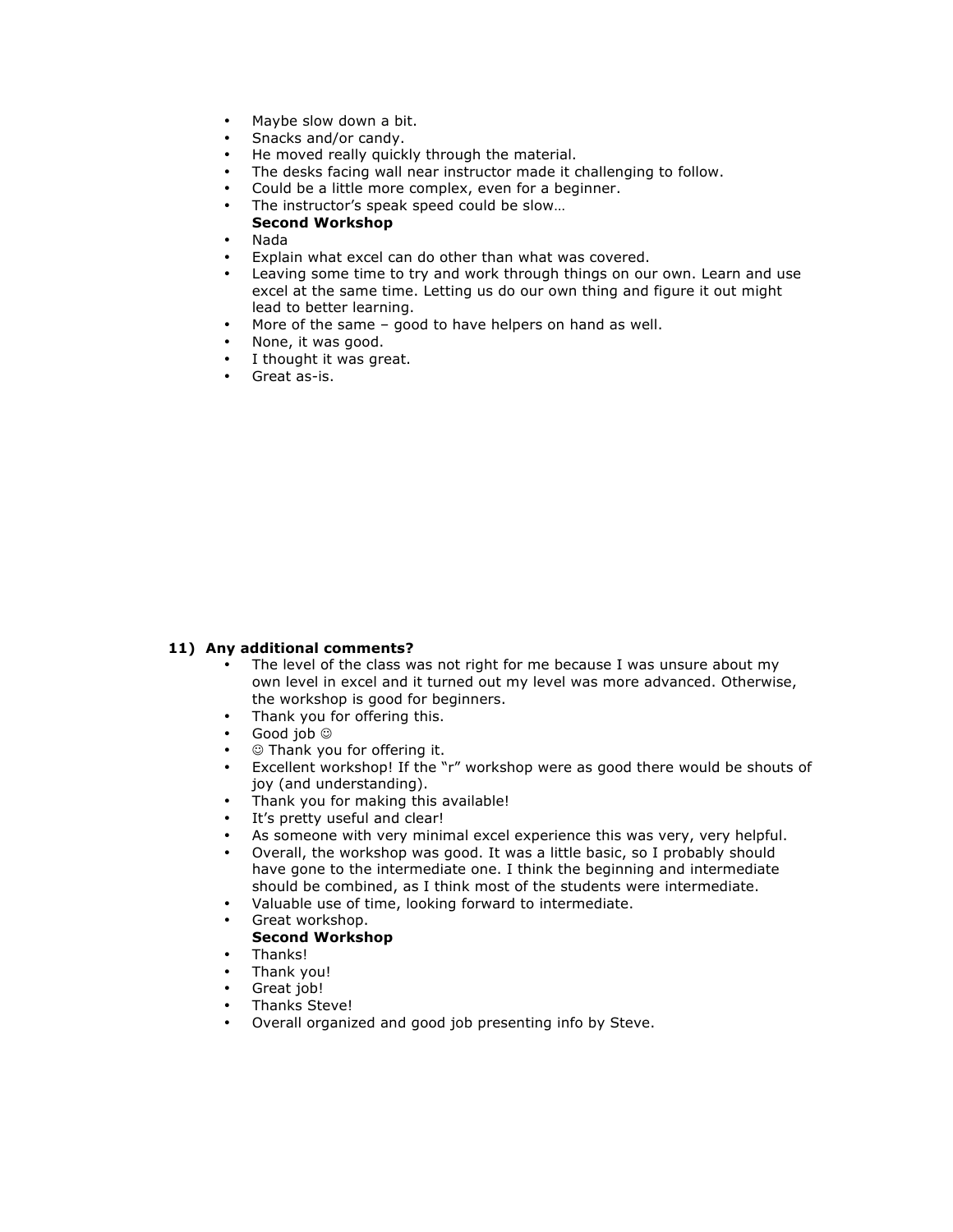- Maybe slow down a bit.
- Snacks and/or candy.
- He moved really quickly through the material.
- The desks facing wall near instructor made it challenging to follow.
- Could be a little more complex, even for a beginner.
- The instructor's speak speed could be slow…

**Second Workshop**

- Nada
- Explain what excel can do other than what was covered.
- Leaving some time to try and work through things on our own. Learn and use excel at the same time. Letting us do our own thing and figure it out might lead to better learning.
- More of the same – good to have helpers on hand as well.
- None, it was good.
- I thought it was great.
- Great as-is.

**11) Any additional comments?**

- The level of the class was not right for me because I was unsure about my own level in excel and it turned out my level was more advanced. Otherwise, the workshop is good for beginners.
- Thank you for offering this.
- Good job ☺
- ☺ Thank you for offering it.
- Excellent workshop! If the "r" workshop were as good there would be shouts of joy (and understanding).
- Thank you for making this available!
- It's pretty useful and clear!
- As someone with very minimal excel experience this was very, very helpful.
- Overall, the workshop was good. It was a little basic, so I probably should have gone to the intermediate one. I think the beginning and intermediate should be combined, as I think most of the students were intermediate.
- Valuable use of time, looking forward to intermediate.
- Great workshop.

**Second Workshop**

- Thanks!
- Thank you!
- Great job!
- Thanks Steve!
- Overall organized and good job presenting info by Steve.